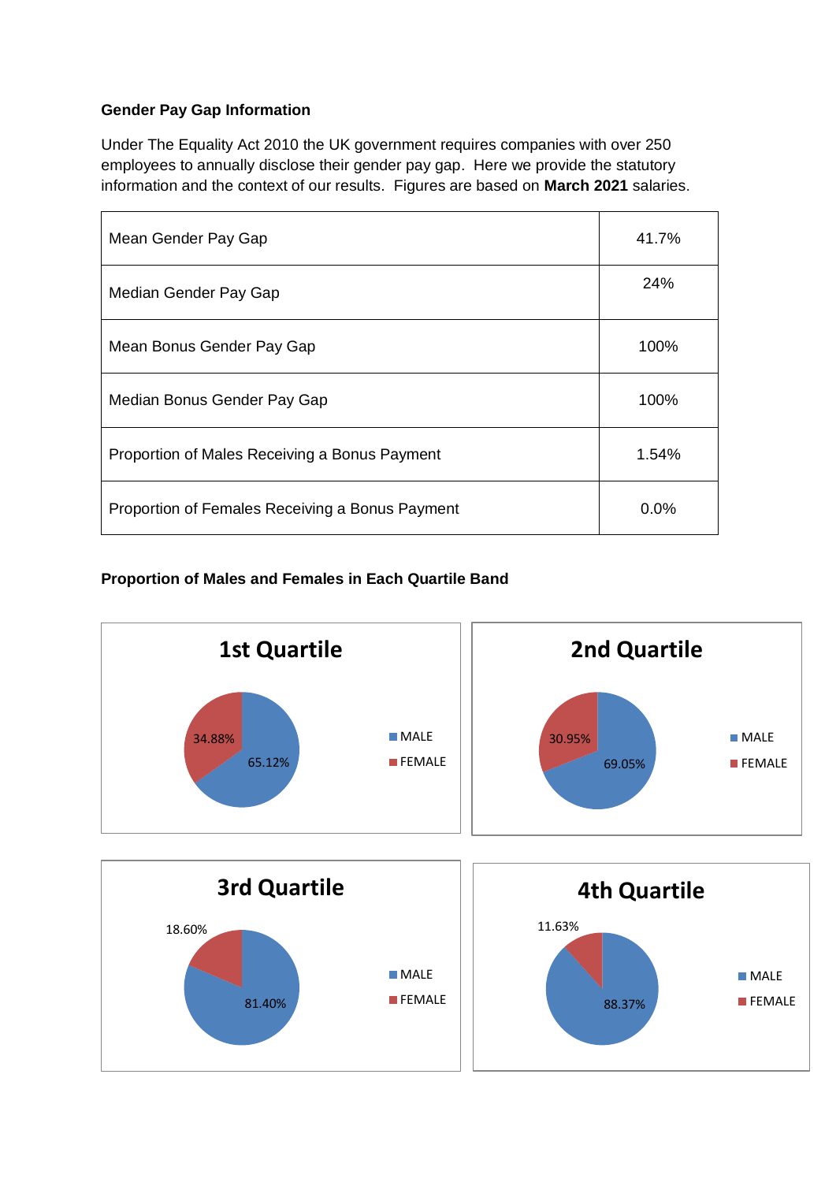**Gender Pay Gap Information**

Under The Equality Act 2010 the UK government requires companies with over 250 employees to annually disclose their gender pay gap. Here we provide the statutory information and the context of our results. Figures are based on **March 2021** salaries.

| | |
|---|---|
| Mean Gender Pay Gap | 41.7% |
| Median Gender Pay Gap | 24% |
| Mean Bonus Gender Pay Gap | 100% |
| Median Bonus Gender Pay Gap | 100% |
| Proportion of Males Receiving a Bonus Payment | 1.54% |
| Proportion of Females Receiving a Bonus Payment | 0.0% |

**Proportion of Males and Females in Each Quartile Band**

**1st Quartile**

| | |
|---|---|
| MALE | 65.12% |
| FEMALE | 34.88% |

**2nd Quartile**

| | |
|---|---|
| MALE | 69.05% |
| FEMALE | 30.95% |

**3rd Quartile**

| | |
|---|---|
| MALE | 81.40% |
| FEMALE | 18.60% |

**4th Quartile**

| | |
|---|---|
| MALE | 88.37% |
| FEMALE | 11.63% |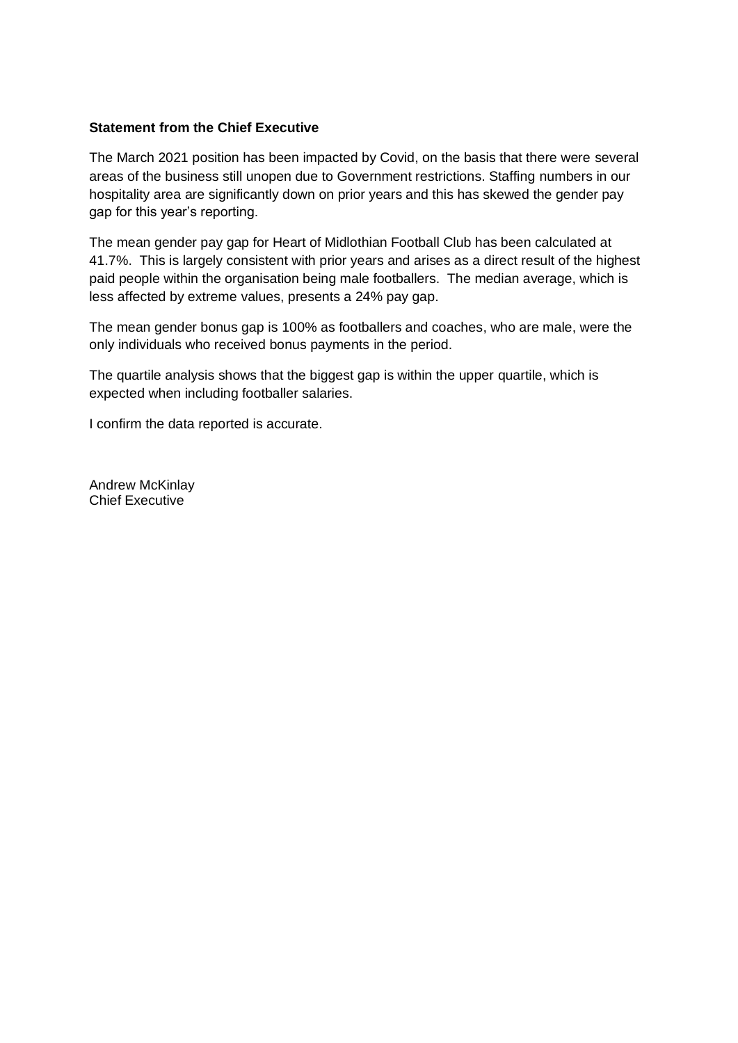**Statement from the Chief Executive**

The March 2021 position has been impacted by Covid, on the basis that there were several areas of the business still unopen due to Government restrictions. Staffing numbers in our hospitality area are significantly down on prior years and this has skewed the gender pay gap for this year's reporting.

The mean gender pay gap for Heart of Midlothian Football Club has been calculated at 41.7%. This is largely consistent with prior years and arises as a direct result of the highest paid people within the organisation being male footballers. The median average, which is less affected by extreme values, presents a 24% pay gap.

The mean gender bonus gap is 100% as footballers and coaches, who are male, were the only individuals who received bonus payments in the period.

The quartile analysis shows that the biggest gap is within the upper quartile, which is expected when including footballer salaries.

I confirm the data reported is accurate.

Andrew McKinlay
Chief Executive